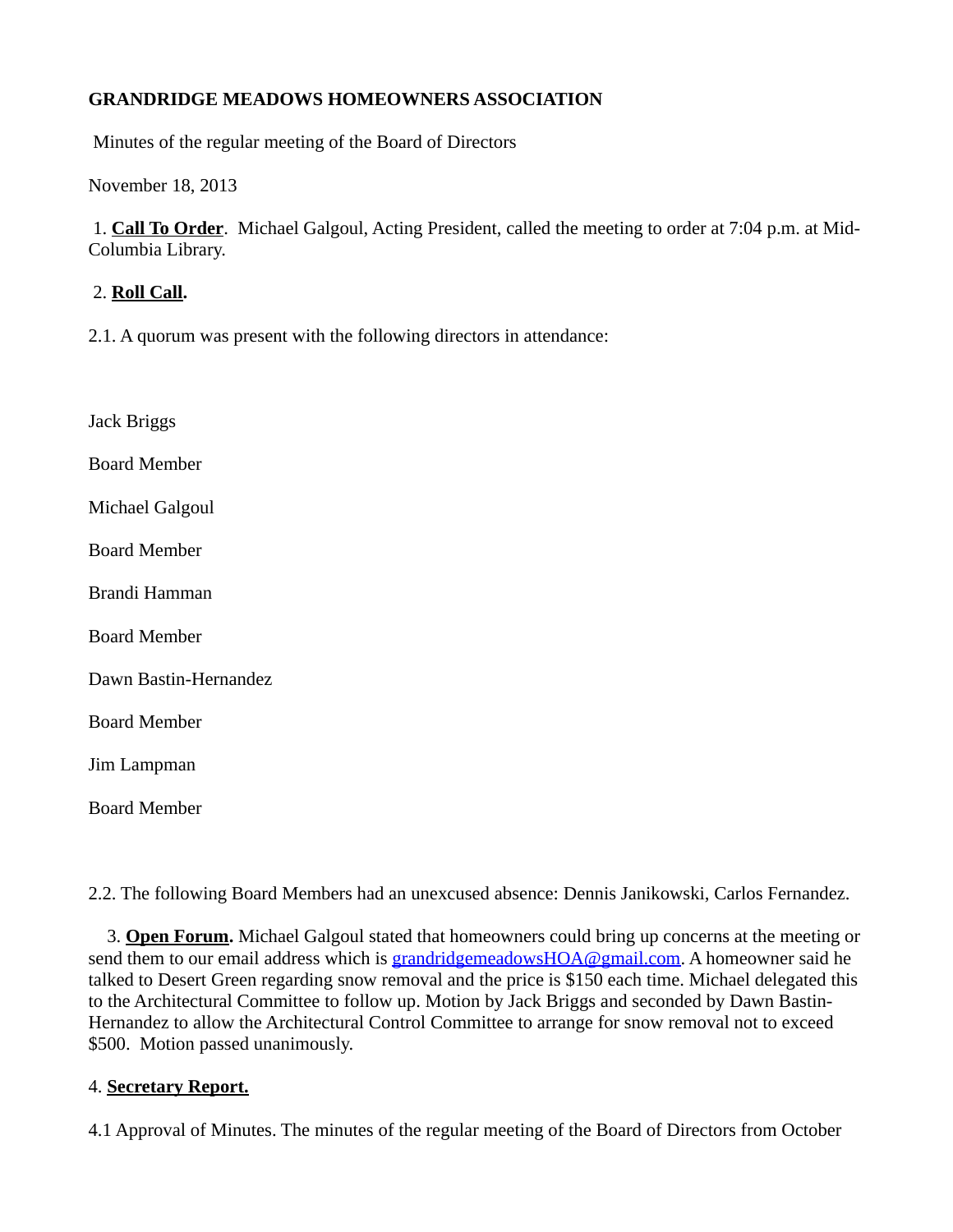**GRANDRIDGE MEADOWS HOMEOWNERS ASSOCIATION**

Minutes of the regular meeting of the Board of Directors

November 18, 2013

1. **Call To Order**. Michael Galgoul, Acting President, called the meeting to order at 7:04 p.m. at Mid-Columbia Library.

2. **Roll Call.**

2.1. A quorum was present with the following directors in attendance:

Jack Briggs

Board Member

Michael Galgoul

Board Member

Brandi Hamman

Board Member

Dawn Bastin-Hernandez

Board Member

Jim Lampman

Board Member

2.2. The following Board Members had an unexcused absence: Dennis Janikowski, Carlos Fernandez.

3. **Open Forum.** Michael Galgoul stated that homeowners could bring up concerns at the meeting or send them to our email address which is grandridgemeadowsHOA@gmail.com. A homeowner said he talked to Desert Green regarding snow removal and the price is $150 each time. Michael delegated this to the Architectural Committee to follow up. Motion by Jack Briggs and seconded by Dawn Bastin-Hernandez to allow the Architectural Control Committee to arrange for snow removal not to exceed $500. Motion passed unanimously.

4. **Secretary Report.**

4.1 Approval of Minutes. The minutes of the regular meeting of the Board of Directors from October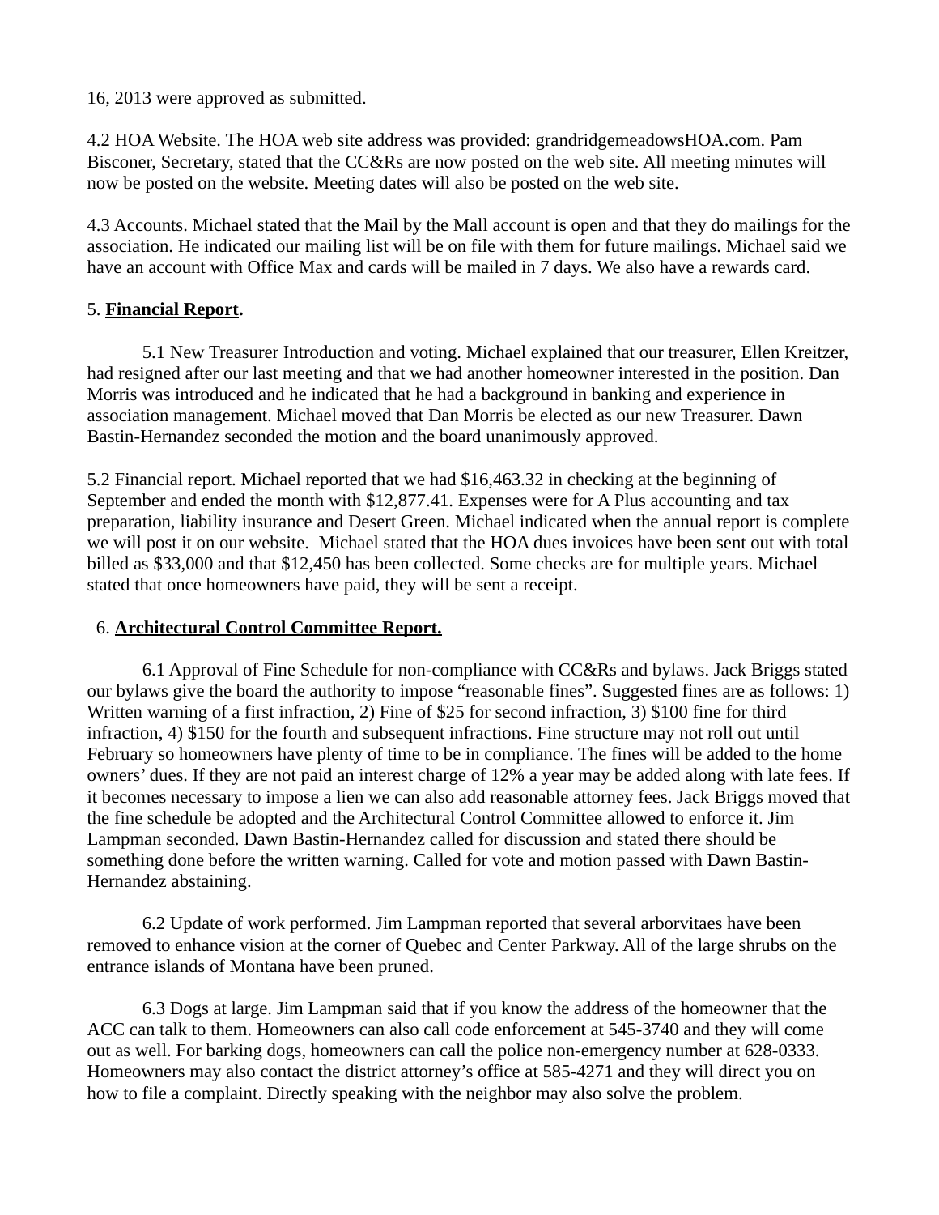16, 2013 were approved as submitted.

4.2 HOA Website. The HOA web site address was provided: grandridgemeadowsHOA.com. Pam Bisconer, Secretary, stated that the CC&Rs are now posted on the web site. All meeting minutes will now be posted on the website. Meeting dates will also be posted on the web site.

4.3 Accounts. Michael stated that the Mail by the Mall account is open and that they do mailings for the association. He indicated our mailing list will be on file with them for future mailings. Michael said we have an account with Office Max and cards will be mailed in 7 days. We also have a rewards card.

5. **Financial Report.**

5.1 New Treasurer Introduction and voting. Michael explained that our treasurer, Ellen Kreitzer, had resigned after our last meeting and that we had another homeowner interested in the position. Dan Morris was introduced and he indicated that he had a background in banking and experience in association management. Michael moved that Dan Morris be elected as our new Treasurer. Dawn Bastin-Hernandez seconded the motion and the board unanimously approved.

5.2 Financial report. Michael reported that we had $16,463.32 in checking at the beginning of September and ended the month with $12,877.41. Expenses were for A Plus accounting and tax preparation, liability insurance and Desert Green. Michael indicated when the annual report is complete we will post it on our website. Michael stated that the HOA dues invoices have been sent out with total billed as $33,000 and that $12,450 has been collected. Some checks are for multiple years. Michael stated that once homeowners have paid, they will be sent a receipt.

6. **Architectural Control Committee Report.**

6.1 Approval of Fine Schedule for non-compliance with CC&Rs and bylaws. Jack Briggs stated our bylaws give the board the authority to impose "reasonable fines". Suggested fines are as follows: 1) Written warning of a first infraction, 2) Fine of $25 for second infraction, 3) $100 fine for third infraction, 4) $150 for the fourth and subsequent infractions. Fine structure may not roll out until February so homeowners have plenty of time to be in compliance. The fines will be added to the home owners' dues. If they are not paid an interest charge of 12% a year may be added along with late fees. If it becomes necessary to impose a lien we can also add reasonable attorney fees. Jack Briggs moved that the fine schedule be adopted and the Architectural Control Committee allowed to enforce it. Jim Lampman seconded. Dawn Bastin-Hernandez called for discussion and stated there should be something done before the written warning. Called for vote and motion passed with Dawn Bastin-Hernandez abstaining.

6.2 Update of work performed. Jim Lampman reported that several arborvitaes have been removed to enhance vision at the corner of Quebec and Center Parkway. All of the large shrubs on the entrance islands of Montana have been pruned.

6.3 Dogs at large. Jim Lampman said that if you know the address of the homeowner that the ACC can talk to them. Homeowners can also call code enforcement at 545-3740 and they will come out as well. For barking dogs, homeowners can call the police non-emergency number at 628-0333. Homeowners may also contact the district attorney's office at 585-4271 and they will direct you on how to file a complaint. Directly speaking with the neighbor may also solve the problem.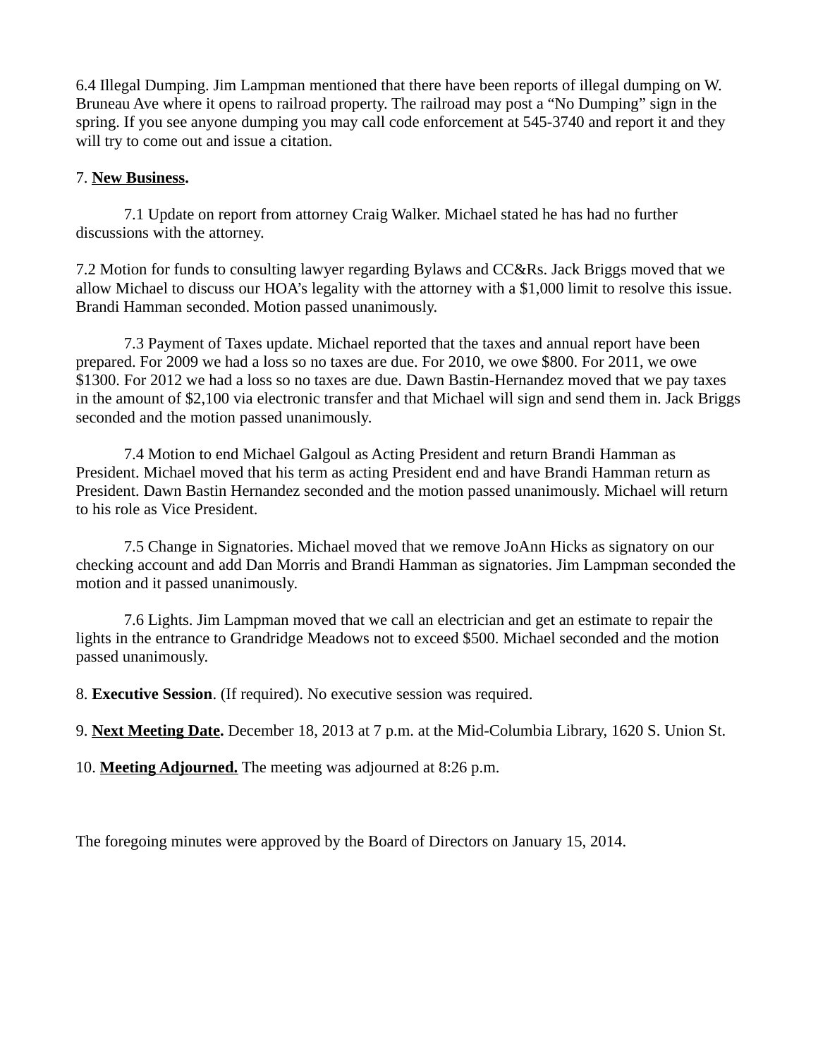6.4 Illegal Dumping. Jim Lampman mentioned that there have been reports of illegal dumping on W. Bruneau Ave where it opens to railroad property. The railroad may post a "No Dumping" sign in the spring. If you see anyone dumping you may call code enforcement at 545-3740 and report it and they will try to come out and issue a citation.

7. **<u>New Business</u>.**

7.1 Update on report from attorney Craig Walker. Michael stated he has had no further discussions with the attorney.

7.2 Motion for funds to consulting lawyer regarding Bylaws and CC&Rs. Jack Briggs moved that we allow Michael to discuss our HOA's legality with the attorney with a $1,000 limit to resolve this issue. Brandi Hamman seconded. Motion passed unanimously.

7.3 Payment of Taxes update. Michael reported that the taxes and annual report have been prepared. For 2009 we had a loss so no taxes are due. For 2010, we owe $800. For 2011, we owe $1300. For 2012 we had a loss so no taxes are due. Dawn Bastin-Hernandez moved that we pay taxes in the amount of $2,100 via electronic transfer and that Michael will sign and send them in. Jack Briggs seconded and the motion passed unanimously.

7.4 Motion to end Michael Galgoul as Acting President and return Brandi Hamman as President. Michael moved that his term as acting President end and have Brandi Hamman return as President. Dawn Bastin Hernandez seconded and the motion passed unanimously. Michael will return to his role as Vice President.

7.5 Change in Signatories. Michael moved that we remove JoAnn Hicks as signatory on our checking account and add Dan Morris and Brandi Hamman as signatories. Jim Lampman seconded the motion and it passed unanimously.

7.6 Lights. Jim Lampman moved that we call an electrician and get an estimate to repair the lights in the entrance to Grandridge Meadows not to exceed $500. Michael seconded and the motion passed unanimously.

8. **Executive Session**. (If required). No executive session was required.

9. **<u>Next Meeting Date.</u>** December 18, 2013 at 7 p.m. at the Mid-Columbia Library, 1620 S. Union St.

10. **<u>Meeting Adjourned.</u>** The meeting was adjourned at 8:26 p.m.

The foregoing minutes were approved by the Board of Directors on January 15, 2014.